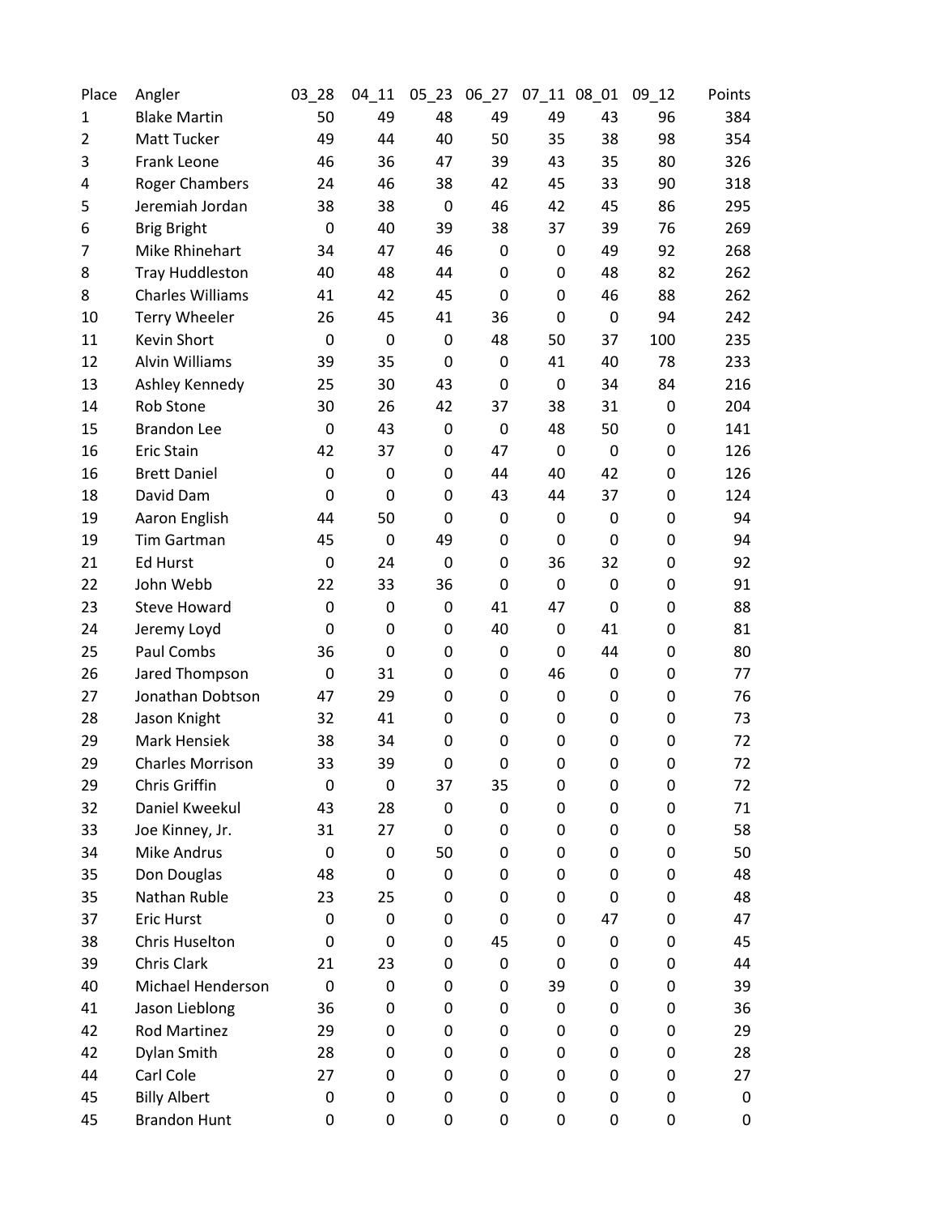| Place | Angler | 03_28 | 04_11 | 05_23 | 06_27 | 07_11 | 08_01 | 09_12 | Points |
|---|---|---|---|---|---|---|---|---|---|
| 1 | Blake Martin | 50 | 49 | 48 | 49 | 49 | 43 | 96 | 384 |
| 2 | Matt Tucker | 49 | 44 | 40 | 50 | 35 | 38 | 98 | 354 |
| 3 | Frank Leone | 46 | 36 | 47 | 39 | 43 | 35 | 80 | 326 |
| 4 | Roger Chambers | 24 | 46 | 38 | 42 | 45 | 33 | 90 | 318 |
| 5 | Jeremiah Jordan | 38 | 38 | 0 | 46 | 42 | 45 | 86 | 295 |
| 6 | Brig Bright | 0 | 40 | 39 | 38 | 37 | 39 | 76 | 269 |
| 7 | Mike Rhinehart | 34 | 47 | 46 | 0 | 0 | 49 | 92 | 268 |
| 8 | Tray Huddleston | 40 | 48 | 44 | 0 | 0 | 48 | 82 | 262 |
| 8 | Charles Williams | 41 | 42 | 45 | 0 | 0 | 46 | 88 | 262 |
| 10 | Terry Wheeler | 26 | 45 | 41 | 36 | 0 | 0 | 94 | 242 |
| 11 | Kevin Short | 0 | 0 | 0 | 48 | 50 | 37 | 100 | 235 |
| 12 | Alvin Williams | 39 | 35 | 0 | 0 | 41 | 40 | 78 | 233 |
| 13 | Ashley Kennedy | 25 | 30 | 43 | 0 | 0 | 34 | 84 | 216 |
| 14 | Rob Stone | 30 | 26 | 42 | 37 | 38 | 31 | 0 | 204 |
| 15 | Brandon Lee | 0 | 43 | 0 | 0 | 48 | 50 | 0 | 141 |
| 16 | Eric Stain | 42 | 37 | 0 | 47 | 0 | 0 | 0 | 126 |
| 16 | Brett Daniel | 0 | 0 | 0 | 44 | 40 | 42 | 0 | 126 |
| 18 | David Dam | 0 | 0 | 0 | 43 | 44 | 37 | 0 | 124 |
| 19 | Aaron English | 44 | 50 | 0 | 0 | 0 | 0 | 0 | 94 |
| 19 | Tim Gartman | 45 | 0 | 49 | 0 | 0 | 0 | 0 | 94 |
| 21 | Ed Hurst | 0 | 24 | 0 | 0 | 36 | 32 | 0 | 92 |
| 22 | John Webb | 22 | 33 | 36 | 0 | 0 | 0 | 0 | 91 |
| 23 | Steve Howard | 0 | 0 | 0 | 41 | 47 | 0 | 0 | 88 |
| 24 | Jeremy Loyd | 0 | 0 | 0 | 40 | 0 | 41 | 0 | 81 |
| 25 | Paul Combs | 36 | 0 | 0 | 0 | 0 | 44 | 0 | 80 |
| 26 | Jared Thompson | 0 | 31 | 0 | 0 | 46 | 0 | 0 | 77 |
| 27 | Jonathan Dobtson | 47 | 29 | 0 | 0 | 0 | 0 | 0 | 76 |
| 28 | Jason Knight | 32 | 41 | 0 | 0 | 0 | 0 | 0 | 73 |
| 29 | Mark Hensiek | 38 | 34 | 0 | 0 | 0 | 0 | 0 | 72 |
| 29 | Charles Morrison | 33 | 39 | 0 | 0 | 0 | 0 | 0 | 72 |
| 29 | Chris Griffin | 0 | 0 | 37 | 35 | 0 | 0 | 0 | 72 |
| 32 | Daniel Kweekul | 43 | 28 | 0 | 0 | 0 | 0 | 0 | 71 |
| 33 | Joe Kinney, Jr. | 31 | 27 | 0 | 0 | 0 | 0 | 0 | 58 |
| 34 | Mike Andrus | 0 | 0 | 50 | 0 | 0 | 0 | 0 | 50 |
| 35 | Don Douglas | 48 | 0 | 0 | 0 | 0 | 0 | 0 | 48 |
| 35 | Nathan Ruble | 23 | 25 | 0 | 0 | 0 | 0 | 0 | 48 |
| 37 | Eric Hurst | 0 | 0 | 0 | 0 | 0 | 47 | 0 | 47 |
| 38 | Chris Huselton | 0 | 0 | 0 | 45 | 0 | 0 | 0 | 45 |
| 39 | Chris Clark | 21 | 23 | 0 | 0 | 0 | 0 | 0 | 44 |
| 40 | Michael Henderson | 0 | 0 | 0 | 0 | 39 | 0 | 0 | 39 |
| 41 | Jason Lieblong | 36 | 0 | 0 | 0 | 0 | 0 | 0 | 36 |
| 42 | Rod Martinez | 29 | 0 | 0 | 0 | 0 | 0 | 0 | 29 |
| 42 | Dylan Smith | 28 | 0 | 0 | 0 | 0 | 0 | 0 | 28 |
| 44 | Carl Cole | 27 | 0 | 0 | 0 | 0 | 0 | 0 | 27 |
| 45 | Billy Albert | 0 | 0 | 0 | 0 | 0 | 0 | 0 | 0 |
| 45 | Brandon Hunt | 0 | 0 | 0 | 0 | 0 | 0 | 0 | 0 |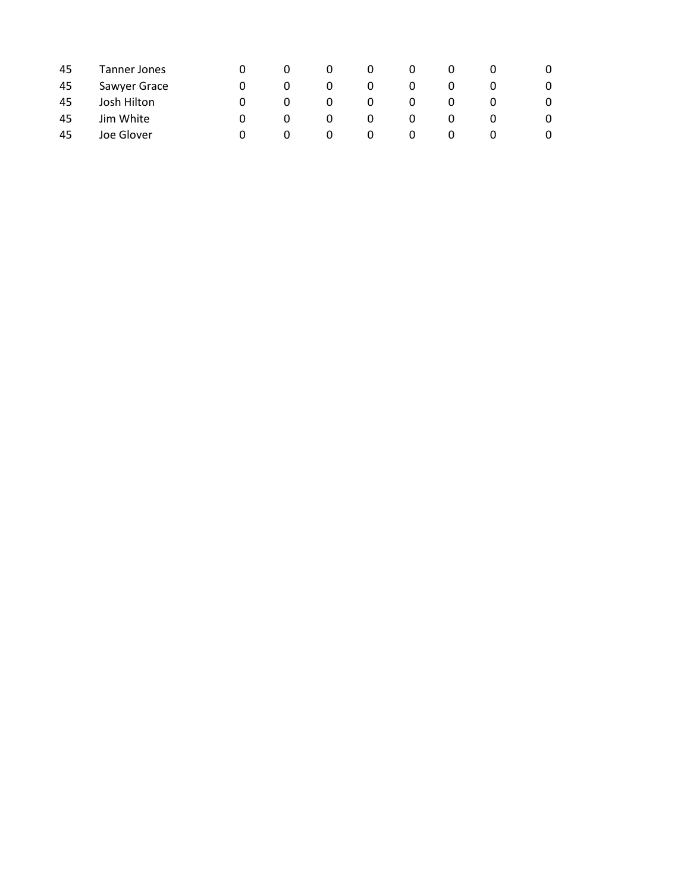| | | | | | | | | | |
|---|---|---|---|---|---|---|---|---|---|
| 45 | Tanner Jones | 0 | 0 | 0 | 0 | 0 | 0 | 0 | 0 |
| 45 | Sawyer Grace | 0 | 0 | 0 | 0 | 0 | 0 | 0 | 0 |
| 45 | Josh Hilton | 0 | 0 | 0 | 0 | 0 | 0 | 0 | 0 |
| 45 | Jim White | 0 | 0 | 0 | 0 | 0 | 0 | 0 | 0 |
| 45 | Joe Glover | 0 | 0 | 0 | 0 | 0 | 0 | 0 | 0 |